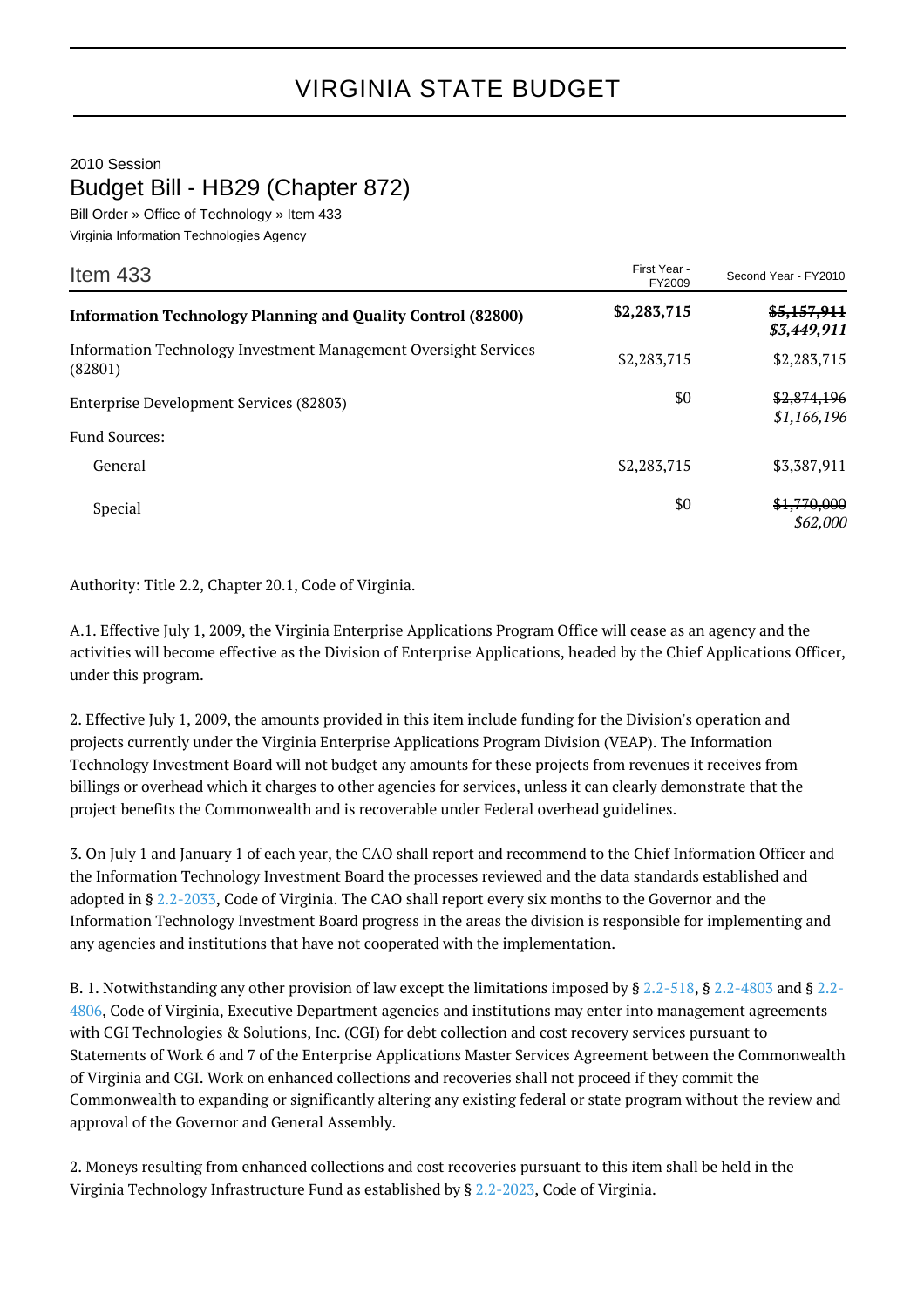# VIRGINIA STATE BUDGET

2010 Session

## Budget Bill - HB29 (Chapter 872)

Bill Order » Office of Technology » Item 433

Virginia Information Technologies Agency

| Item 433 | First Year - FY2009 | Second Year - FY2010 |
|---|---|---|
| **Information Technology Planning and Quality Control (82800)** | **$2,283,715** | **~~$5,157,911~~** ***$3,449,911*** |
| Information Technology Investment Management Oversight Services (82801) | $2,283,715 | $2,283,715 |
| Enterprise Development Services (82803) | $0 | ~~$2,874,196~~ *$1,166,196* |
| Fund Sources: | | |
| General | $2,283,715 | $3,387,911 |
| Special | $0 | ~~$1,770,000~~ *$62,000* |

Authority: Title 2.2, Chapter 20.1, Code of Virginia.

A.1. Effective July 1, 2009, the Virginia Enterprise Applications Program Office will cease as an agency and the activities will become effective as the Division of Enterprise Applications, headed by the Chief Applications Officer, under this program.

2. Effective July 1, 2009, the amounts provided in this item include funding for the Division's operation and projects currently under the Virginia Enterprise Applications Program Division (VEAP). The Information Technology Investment Board will not budget any amounts for these projects from revenues it receives from billings or overhead which it charges to other agencies for services, unless it can clearly demonstrate that the project benefits the Commonwealth and is recoverable under Federal overhead guidelines.

3. On July 1 and January 1 of each year, the CAO shall report and recommend to the Chief Information Officer and the Information Technology Investment Board the processes reviewed and the data standards established and adopted in § 2.2-2033, Code of Virginia. The CAO shall report every six months to the Governor and the Information Technology Investment Board progress in the areas the division is responsible for implementing and any agencies and institutions that have not cooperated with the implementation.

B. 1. Notwithstanding any other provision of law except the limitations imposed by § 2.2-518, § 2.2-4803 and § 2.2-4806, Code of Virginia, Executive Department agencies and institutions may enter into management agreements with CGI Technologies & Solutions, Inc. (CGI) for debt collection and cost recovery services pursuant to Statements of Work 6 and 7 of the Enterprise Applications Master Services Agreement between the Commonwealth of Virginia and CGI. Work on enhanced collections and recoveries shall not proceed if they commit the Commonwealth to expanding or significantly altering any existing federal or state program without the review and approval of the Governor and General Assembly.

2. Moneys resulting from enhanced collections and cost recoveries pursuant to this item shall be held in the Virginia Technology Infrastructure Fund as established by § 2.2-2023, Code of Virginia.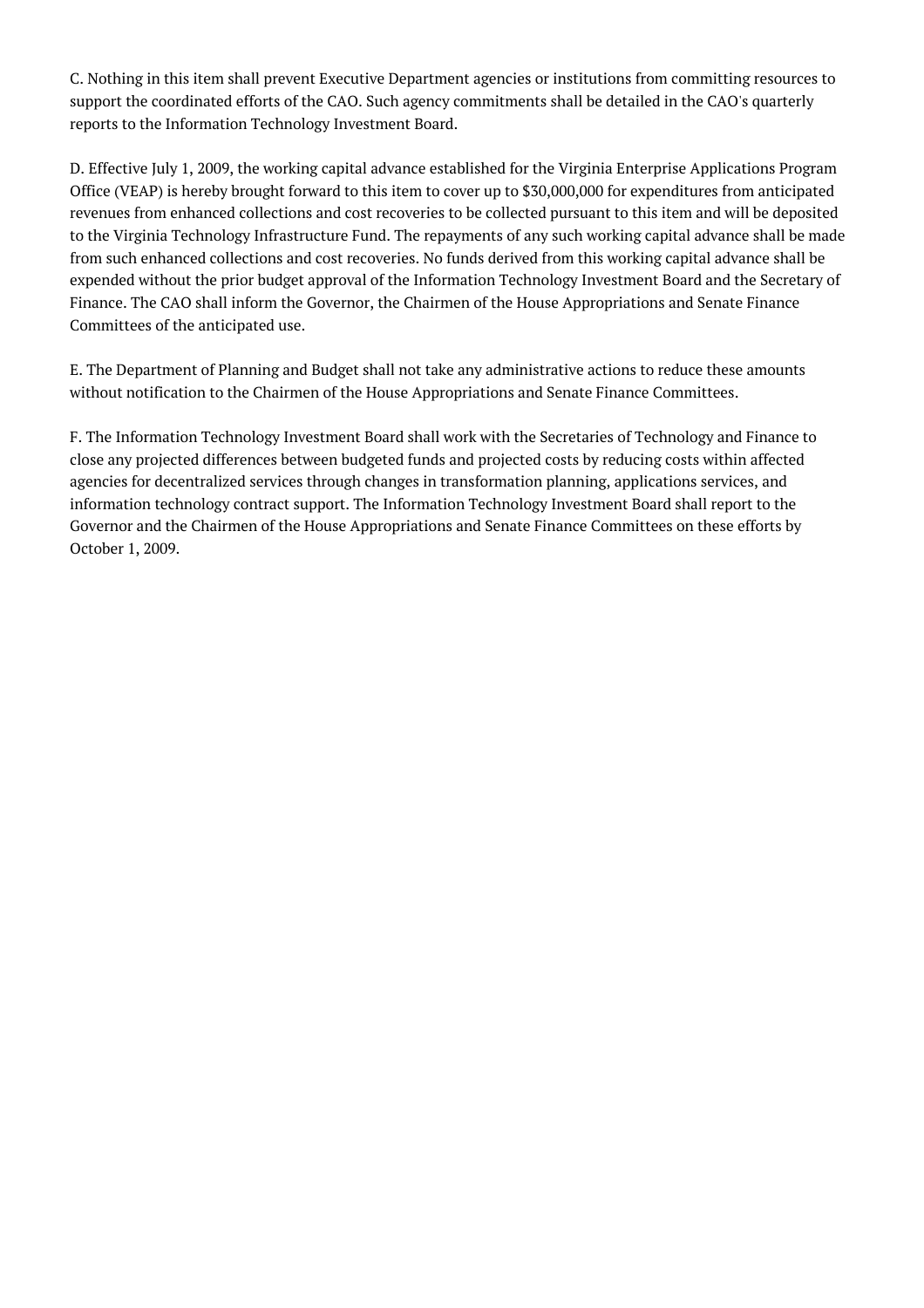C. Nothing in this item shall prevent Executive Department agencies or institutions from committing resources to support the coordinated efforts of the CAO. Such agency commitments shall be detailed in the CAO's quarterly reports to the Information Technology Investment Board.

D. Effective July 1, 2009, the working capital advance established for the Virginia Enterprise Applications Program Office (VEAP) is hereby brought forward to this item to cover up to $30,000,000 for expenditures from anticipated revenues from enhanced collections and cost recoveries to be collected pursuant to this item and will be deposited to the Virginia Technology Infrastructure Fund. The repayments of any such working capital advance shall be made from such enhanced collections and cost recoveries. No funds derived from this working capital advance shall be expended without the prior budget approval of the Information Technology Investment Board and the Secretary of Finance. The CAO shall inform the Governor, the Chairmen of the House Appropriations and Senate Finance Committees of the anticipated use.

E. The Department of Planning and Budget shall not take any administrative actions to reduce these amounts without notification to the Chairmen of the House Appropriations and Senate Finance Committees.

F. The Information Technology Investment Board shall work with the Secretaries of Technology and Finance to close any projected differences between budgeted funds and projected costs by reducing costs within affected agencies for decentralized services through changes in transformation planning, applications services, and information technology contract support. The Information Technology Investment Board shall report to the Governor and the Chairmen of the House Appropriations and Senate Finance Committees on these efforts by October 1, 2009.